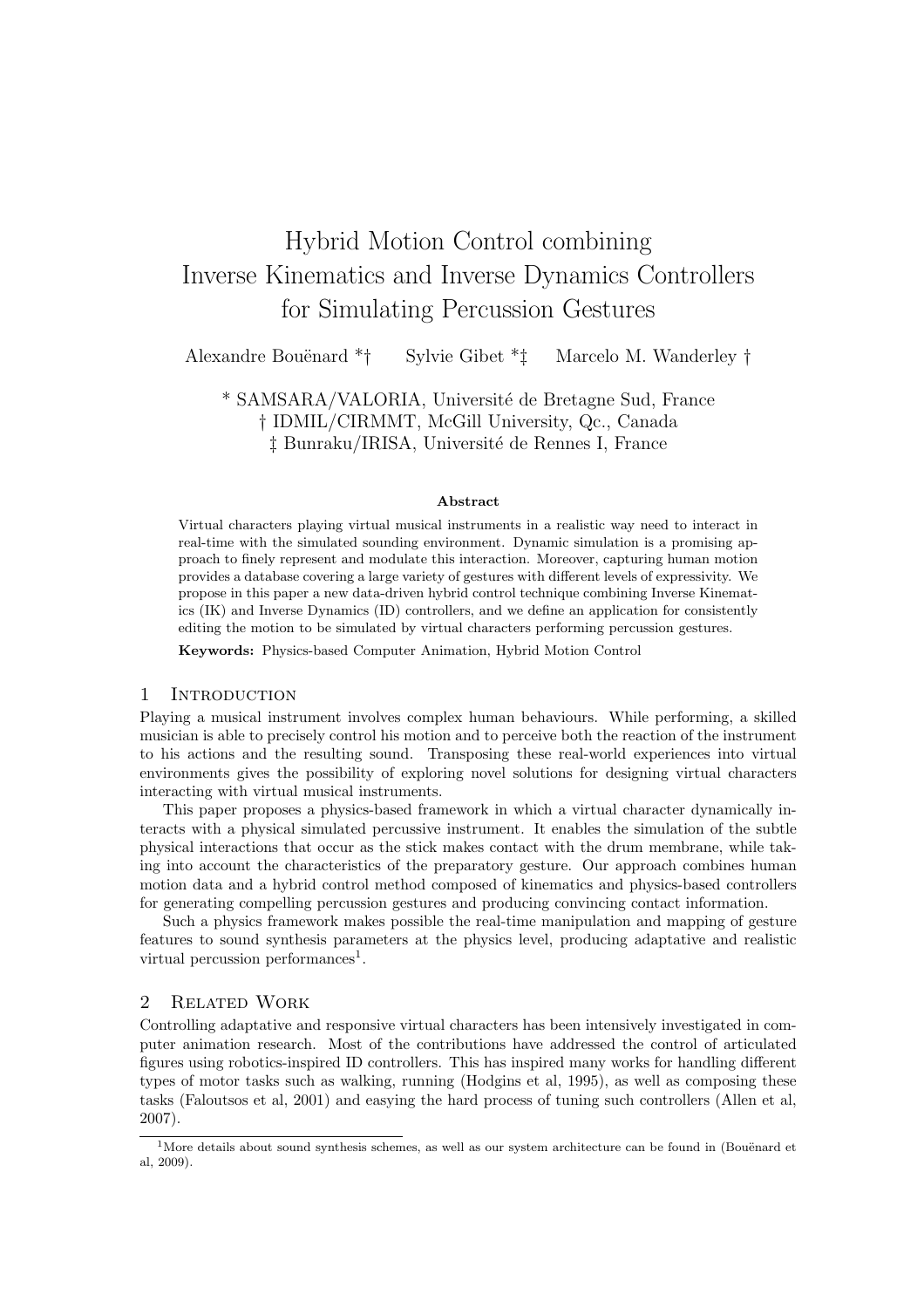# Hybrid Motion Control combining Inverse Kinematics and Inverse Dynamics Controllers for Simulating Percussion Gestures

Alexandre Bouënard *† Sylvie Gibet *‡ Marcelo M. Wanderley †

\* SAMSARA/VALORIA, Université de Bretagne Sud, France
† IDMIL/CIRMMT, McGill University, Qc., Canada
‡ Bunraku/IRISA, Université de Rennes I, France

**Abstract**

Virtual characters playing virtual musical instruments in a realistic way need to interact in real-time with the simulated sounding environment. Dynamic simulation is a promising approach to finely represent and modulate this interaction. Moreover, capturing human motion provides a database covering a large variety of gestures with different levels of expressivity. We propose in this paper a new data-driven hybrid control technique combining Inverse Kinematics (IK) and Inverse Dynamics (ID) controllers, and we define an application for consistently editing the motion to be simulated by virtual characters performing percussion gestures.

**Keywords:** Physics-based Computer Animation, Hybrid Motion Control

## 1 Introduction

Playing a musical instrument involves complex human behaviours. While performing, a skilled musician is able to precisely control his motion and to perceive both the reaction of the instrument to his actions and the resulting sound. Transposing these real-world experiences into virtual environments gives the possibility of exploring novel solutions for designing virtual characters interacting with virtual musical instruments.

This paper proposes a physics-based framework in which a virtual character dynamically interacts with a physical simulated percussive instrument. It enables the simulation of the subtle physical interactions that occur as the stick makes contact with the drum membrane, while taking into account the characteristics of the preparatory gesture. Our approach combines human motion data and a hybrid control method composed of kinematics and physics-based controllers for generating compelling percussion gestures and producing convincing contact information.

Such a physics framework makes possible the real-time manipulation and mapping of gesture features to sound synthesis parameters at the physics level, producing adaptative and realistic virtual percussion performances[1].

## 2 Related Work

Controlling adaptative and responsive virtual characters has been intensively investigated in computer animation research. Most of the contributions have addressed the control of articulated figures using robotics-inspired ID controllers. This has inspired many works for handling different types of motor tasks such as walking, running (Hodgins et al, 1995), as well as composing these tasks (Faloutsos et al, 2001) and easying the hard process of tuning such controllers (Allen et al, 2007).

[1] More details about sound synthesis schemes, as well as our system architecture can be found in (Bouënard et al, 2009).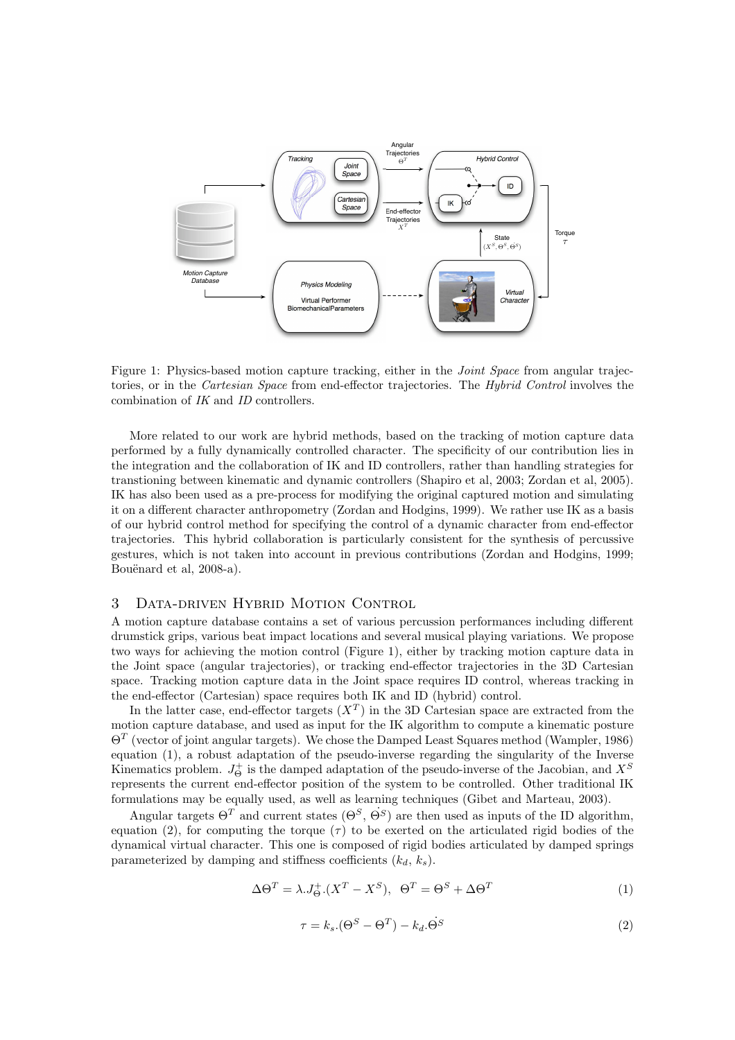Figure 1: Physics-based motion capture tracking, either in the *Joint Space* from angular trajectories, or in the *Cartesian Space* from end-effector trajectories. The *Hybrid Control* involves the combination of *IK* and *ID* controllers.

More related to our work are hybrid methods, based on the tracking of motion capture data performed by a fully dynamically controlled character. The specificity of our contribution lies in the integration and the collaboration of IK and ID controllers, rather than handling strategies for transtioning between kinematic and dynamic controllers (Shapiro et al, 2003; Zordan et al, 2005). IK has also been used as a pre-process for modifying the original captured motion and simulating it on a different character anthropometry (Zordan and Hodgins, 1999). We rather use IK as a basis of our hybrid control method for specifying the control of a dynamic character from end-effector trajectories. This hybrid collaboration is particularly consistent for the synthesis of percussive gestures, which is not taken into account in previous contributions (Zordan and Hodgins, 1999; Bouënard et al, 2008-a).

## 3 Data-driven Hybrid Motion Control

A motion capture database contains a set of various percussion performances including different drumstick grips, various beat impact locations and several musical playing variations. We propose two ways for achieving the motion control (Figure 1), either by tracking motion capture data in the Joint space (angular trajectories), or tracking end-effector trajectories in the 3D Cartesian space. Tracking motion capture data in the Joint space requires ID control, whereas tracking in the end-effector (Cartesian) space requires both IK and ID (hybrid) control.

In the latter case, end-effector targets ($X^T$) in the 3D Cartesian space are extracted from the motion capture database, and used as input for the IK algorithm to compute a kinematic posture $\Theta^T$ (vector of joint angular targets). We chose the Damped Least Squares method (Wampler, 1986) equation (1), a robust adaptation of the pseudo-inverse regarding the singularity of the Inverse Kinematics problem. $J_\Theta^+$ is the damped adaptation of the pseudo-inverse of the Jacobian, and $X^S$ represents the current end-effector position of the system to be controlled. Other traditional IK formulations may be equally used, as well as learning techniques (Gibet and Marteau, 2003).

Angular targets $\Theta^T$ and current states ($\Theta^S$, $\dot{\Theta}^S$) are then used as inputs of the ID algorithm, equation (2), for computing the torque ($\tau$) to be exerted on the articulated rigid bodies of the dynamical virtual character. This one is composed of rigid bodies articulated by damped springs parameterized by damping and stiffness coefficients ($k_d$, $k_s$).

$$\Delta\Theta^T = \lambda . J_\Theta^+ . (X^T - X^S), \quad \Theta^T = \Theta^S + \Delta\Theta^T \tag{1}$$

$$\tau = k_s . (\Theta^S - \Theta^T) - k_d . \dot{\Theta}^S \tag{2}$$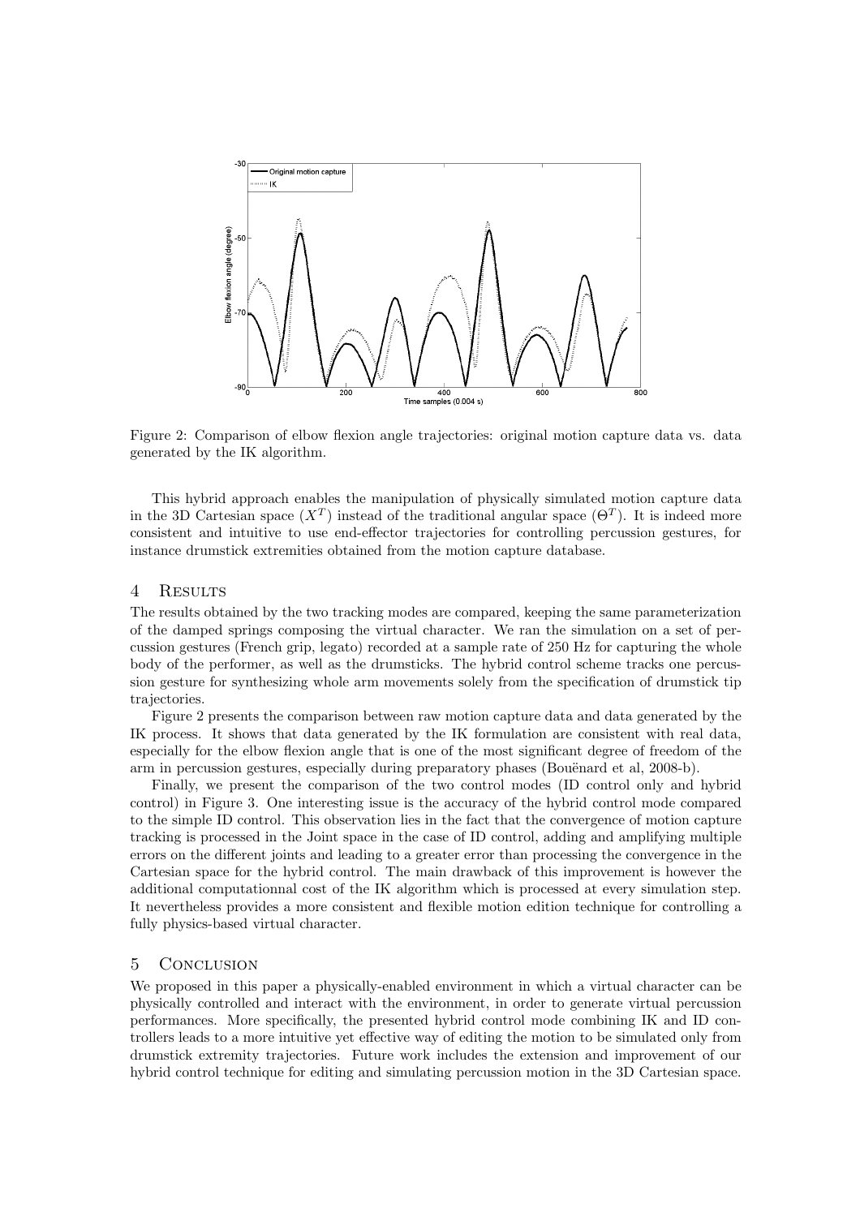Figure 2: Comparison of elbow flexion angle trajectories: original motion capture data vs. data generated by the IK algorithm.

This hybrid approach enables the manipulation of physically simulated motion capture data in the 3D Cartesian space ($X^T$) instead of the traditional angular space ($\Theta^T$). It is indeed more consistent and intuitive to use end-effector trajectories for controlling percussion gestures, for instance drumstick extremities obtained from the motion capture database.

## 4 Results

The results obtained by the two tracking modes are compared, keeping the same parameterization of the damped springs composing the virtual character. We ran the simulation on a set of percussion gestures (French grip, legato) recorded at a sample rate of 250 Hz for capturing the whole body of the performer, as well as the drumsticks. The hybrid control scheme tracks one percussion gesture for synthesizing whole arm movements solely from the specification of drumstick tip trajectories.

Figure 2 presents the comparison between raw motion capture data and data generated by the IK process. It shows that data generated by the IK formulation are consistent with real data, especially for the elbow flexion angle that is one of the most significant degree of freedom of the arm in percussion gestures, especially during preparatory phases (Bouënard et al, 2008-b).

Finally, we present the comparison of the two control modes (ID control only and hybrid control) in Figure 3. One interesting issue is the accuracy of the hybrid control mode compared to the simple ID control. This observation lies in the fact that the convergence of motion capture tracking is processed in the Joint space in the case of ID control, adding and amplifying multiple errors on the different joints and leading to a greater error than processing the convergence in the Cartesian space for the hybrid control. The main drawback of this improvement is however the additional computationnal cost of the IK algorithm which is processed at every simulation step. It nevertheless provides a more consistent and flexible motion edition technique for controlling a fully physics-based virtual character.

## 5 Conclusion

We proposed in this paper a physically-enabled environment in which a virtual character can be physically controlled and interact with the environment, in order to generate virtual percussion performances. More specifically, the presented hybrid control mode combining IK and ID controllers leads to a more intuitive yet effective way of editing the motion to be simulated only from drumstick extremity trajectories. Future work includes the extension and improvement of our hybrid control technique for editing and simulating percussion motion in the 3D Cartesian space.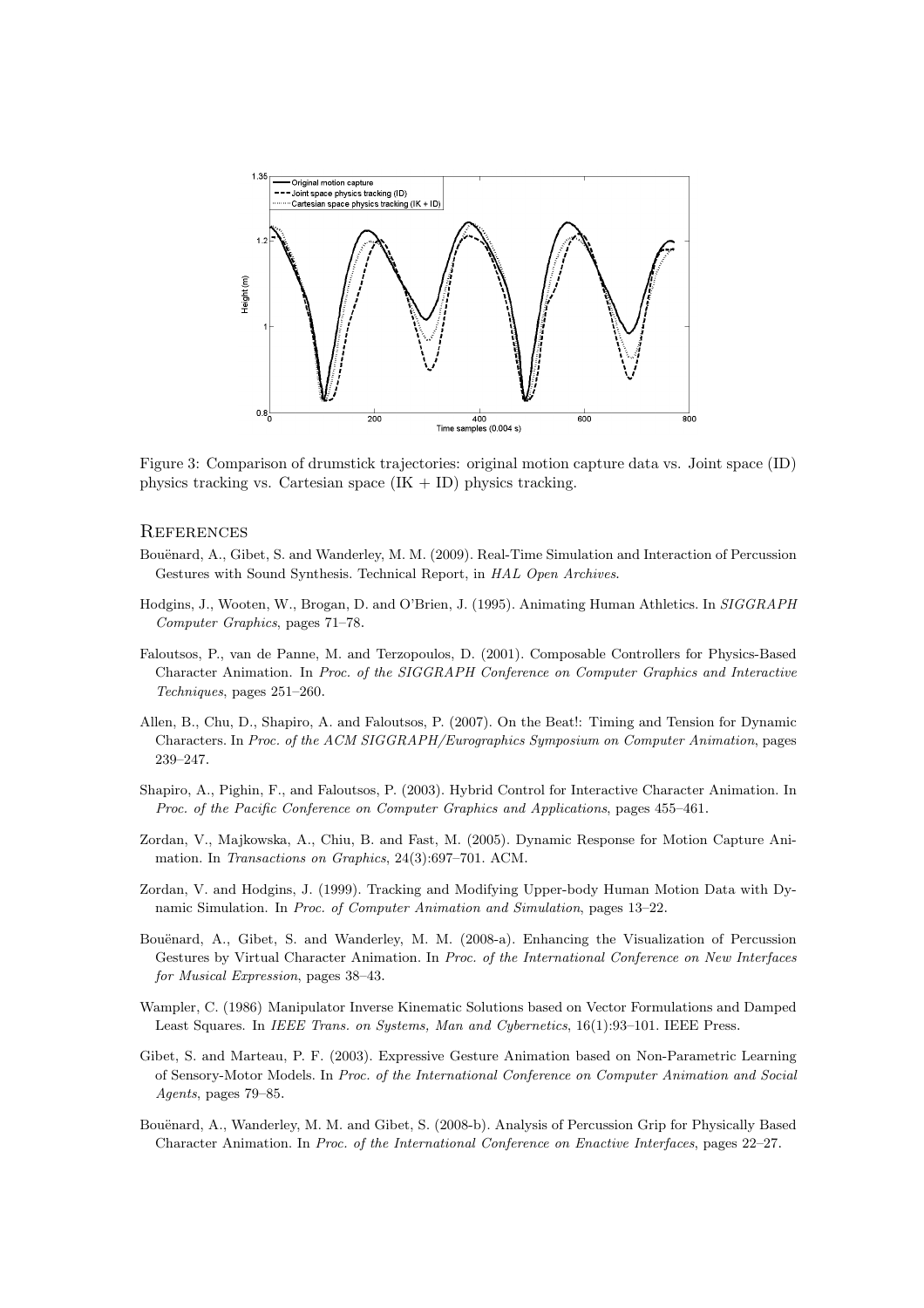1.35

Original motion capture

Joint space physics tracking (ID)

Cartesian space physics tracking (IK + ID)

1.2

Height (m)

1

0.8

0

200

400

600

800

Time samples (0.004 s)

Figure 3: Comparison of drumstick trajectories: original motion capture data vs. Joint space (ID) physics tracking vs. Cartesian space (IK + ID) physics tracking.

## References

Bouënard, A., Gibet, S. and Wanderley, M. M. (2009). Real-Time Simulation and Interaction of Percussion Gestures with Sound Synthesis. Technical Report, in *HAL Open Archives*.

Hodgins, J., Wooten, W., Brogan, D. and O'Brien, J. (1995). Animating Human Athletics. In *SIGGRAPH Computer Graphics*, pages 71–78.

Faloutsos, P., van de Panne, M. and Terzopoulos, D. (2001). Composable Controllers for Physics-Based Character Animation. In *Proc. of the SIGGRAPH Conference on Computer Graphics and Interactive Techniques*, pages 251–260.

Allen, B., Chu, D., Shapiro, A. and Faloutsos, P. (2007). On the Beat!: Timing and Tension for Dynamic Characters. In *Proc. of the ACM SIGGRAPH/Eurographics Symposium on Computer Animation*, pages 239–247.

Shapiro, A., Pighin, F., and Faloutsos, P. (2003). Hybrid Control for Interactive Character Animation. In *Proc. of the Pacific Conference on Computer Graphics and Applications*, pages 455–461.

Zordan, V., Majkowska, A., Chiu, B. and Fast, M. (2005). Dynamic Response for Motion Capture Animation. In *Transactions on Graphics*, 24(3):697–701. ACM.

Zordan, V. and Hodgins, J. (1999). Tracking and Modifying Upper-body Human Motion Data with Dynamic Simulation. In *Proc. of Computer Animation and Simulation*, pages 13–22.

Bouënard, A., Gibet, S. and Wanderley, M. M. (2008-a). Enhancing the Visualization of Percussion Gestures by Virtual Character Animation. In *Proc. of the International Conference on New Interfaces for Musical Expression*, pages 38–43.

Wampler, C. (1986) Manipulator Inverse Kinematic Solutions based on Vector Formulations and Damped Least Squares. In *IEEE Trans. on Systems, Man and Cybernetics*, 16(1):93–101. IEEE Press.

Gibet, S. and Marteau, P. F. (2003). Expressive Gesture Animation based on Non-Parametric Learning of Sensory-Motor Models. In *Proc. of the International Conference on Computer Animation and Social Agents*, pages 79–85.

Bouënard, A., Wanderley, M. M. and Gibet, S. (2008-b). Analysis of Percussion Grip for Physically Based Character Animation. In *Proc. of the International Conference on Enactive Interfaces*, pages 22–27.